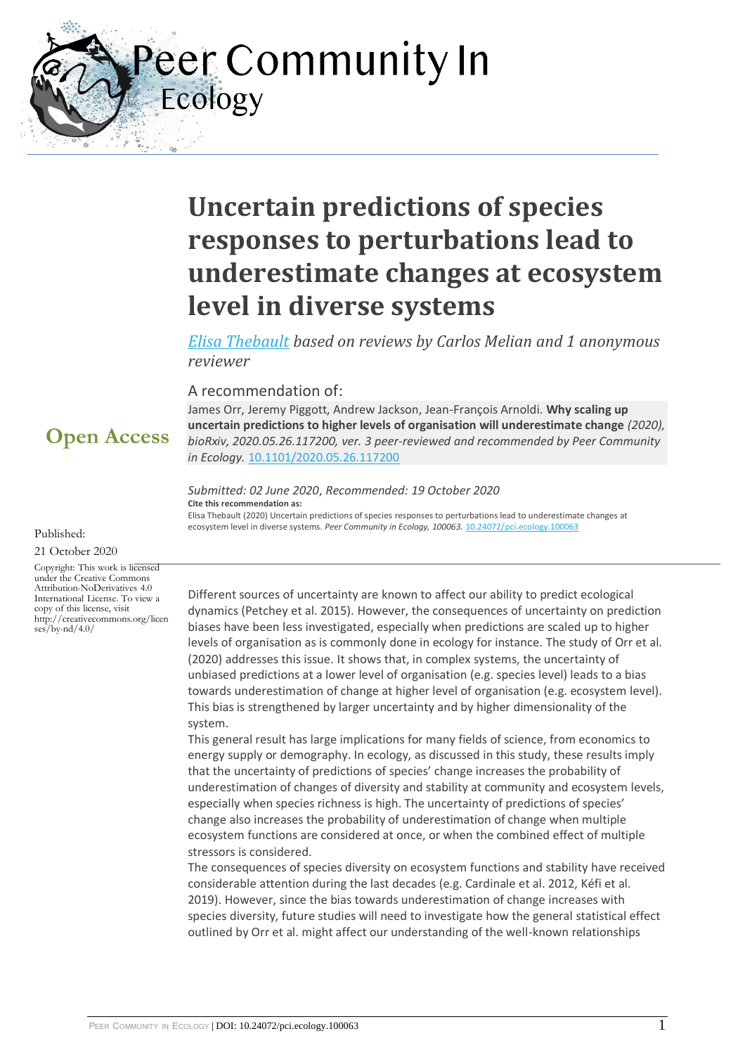# Uncertain predictions of species responses to perturbations lead to underestimate changes at ecosystem level in diverse systems

*Elisa Thebault based on reviews by Carlos Melian and 1 anonymous reviewer*

A recommendation of:

James Orr, Jeremy Piggott, Andrew Jackson, Jean-François Arnoldi. **Why scaling up uncertain predictions to higher levels of organisation will underestimate change** *(2020), bioRxiv, 2020.05.26.117200, ver. 3 peer-reviewed and recommended by Peer Community in Ecology.* 10.1101/2020.05.26.117200

**Open Access**

*Submitted: 02 June 2020*, *Recommended: 19 October 2020*

**Cite this recommendation as:**

Elisa Thebault (2020) Uncertain predictions of species responses to perturbations lead to underestimate changes at ecosystem level in diverse systems. *Peer Community in Ecology, 100063.* 10.24072/pci.ecology.100063

Published:

21 October 2020

Copyright: This work is licensed under the Creative Commons Attribution-NoDerivatives 4.0 International License. To view a copy of this license, visit http://creativecommons.org/licenses/by-nd/4.0/

Different sources of uncertainty are known to affect our ability to predict ecological dynamics (Petchey et al. 2015). However, the consequences of uncertainty on prediction biases have been less investigated, especially when predictions are scaled up to higher levels of organisation as is commonly done in ecology for instance. The study of Orr et al. (2020) addresses this issue. It shows that, in complex systems, the uncertainty of unbiased predictions at a lower level of organisation (e.g. species level) leads to a bias towards underestimation of change at higher level of organisation (e.g. ecosystem level). This bias is strengthened by larger uncertainty and by higher dimensionality of the system.

This general result has large implications for many fields of science, from economics to energy supply or demography. In ecology, as discussed in this study, these results imply that the uncertainty of predictions of species' change increases the probability of underestimation of changes of diversity and stability at community and ecosystem levels, especially when species richness is high. The uncertainty of predictions of species' change also increases the probability of underestimation of change when multiple ecosystem functions are considered at once, or when the combined effect of multiple stressors is considered.

The consequences of species diversity on ecosystem functions and stability have received considerable attention during the last decades (e.g. Cardinale et al. 2012, Kéfi et al. 2019). However, since the bias towards underestimation of change increases with species diversity, future studies will need to investigate how the general statistical effect outlined by Orr et al. might affect our understanding of the well-known relationships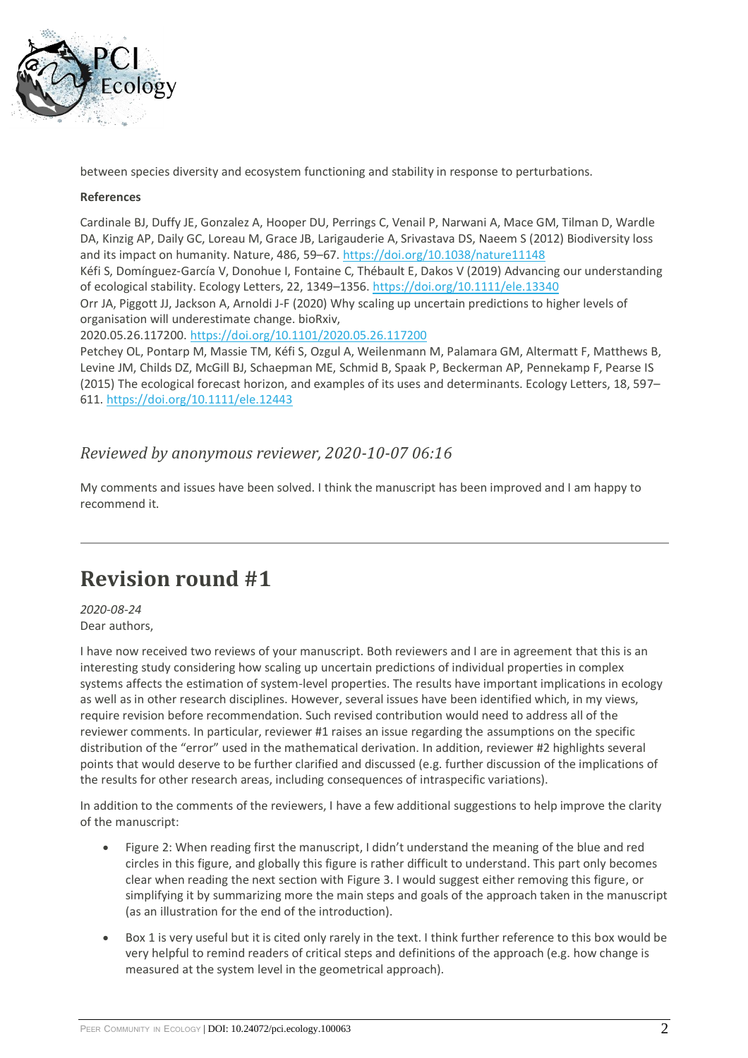between species diversity and ecosystem functioning and stability in response to perturbations.

**References**

Cardinale BJ, Duffy JE, Gonzalez A, Hooper DU, Perrings C, Venail P, Narwani A, Mace GM, Tilman D, Wardle DA, Kinzig AP, Daily GC, Loreau M, Grace JB, Larigauderie A, Srivastava DS, Naeem S (2012) Biodiversity loss and its impact on humanity. Nature, 486, 59–67. https://doi.org/10.1038/nature11148

Kéfi S, Domínguez-García V, Donohue I, Fontaine C, Thébault E, Dakos V (2019) Advancing our understanding of ecological stability. Ecology Letters, 22, 1349–1356. https://doi.org/10.1111/ele.13340

Orr JA, Piggott JJ, Jackson A, Arnoldi J-F (2020) Why scaling up uncertain predictions to higher levels of organisation will underestimate change. bioRxiv, 2020.05.26.117200. https://doi.org/10.1101/2020.05.26.117200

Petchey OL, Pontarp M, Massie TM, Kéfi S, Ozgul A, Weilenmann M, Palamara GM, Altermatt F, Matthews B, Levine JM, Childs DZ, McGill BJ, Schaepman ME, Schmid B, Spaak P, Beckerman AP, Pennekamp F, Pearse IS (2015) The ecological forecast horizon, and examples of its uses and determinants. Ecology Letters, 18, 597–611. https://doi.org/10.1111/ele.12443

### *Reviewed by anonymous reviewer, 2020-10-07 06:16*

My comments and issues have been solved. I think the manuscript has been improved and I am happy to recommend it.

---

## Revision round #1

*2020-08-24*

Dear authors,

I have now received two reviews of your manuscript. Both reviewers and I are in agreement that this is an interesting study considering how scaling up uncertain predictions of individual properties in complex systems affects the estimation of system-level properties. The results have important implications in ecology as well as in other research disciplines. However, several issues have been identified which, in my views, require revision before recommendation. Such revised contribution would need to address all of the reviewer comments. In particular, reviewer #1 raises an issue regarding the assumptions on the specific distribution of the "error" used in the mathematical derivation. In addition, reviewer #2 highlights several points that would deserve to be further clarified and discussed (e.g. further discussion of the implications of the results for other research areas, including consequences of intraspecific variations).

In addition to the comments of the reviewers, I have a few additional suggestions to help improve the clarity of the manuscript:

- Figure 2: When reading first the manuscript, I didn't understand the meaning of the blue and red circles in this figure, and globally this figure is rather difficult to understand. This part only becomes clear when reading the next section with Figure 3. I would suggest either removing this figure, or simplifying it by summarizing more the main steps and goals of the approach taken in the manuscript (as an illustration for the end of the introduction).
- Box 1 is very useful but it is cited only rarely in the text. I think further reference to this box would be very helpful to remind readers of critical steps and definitions of the approach (e.g. how change is measured at the system level in the geometrical approach).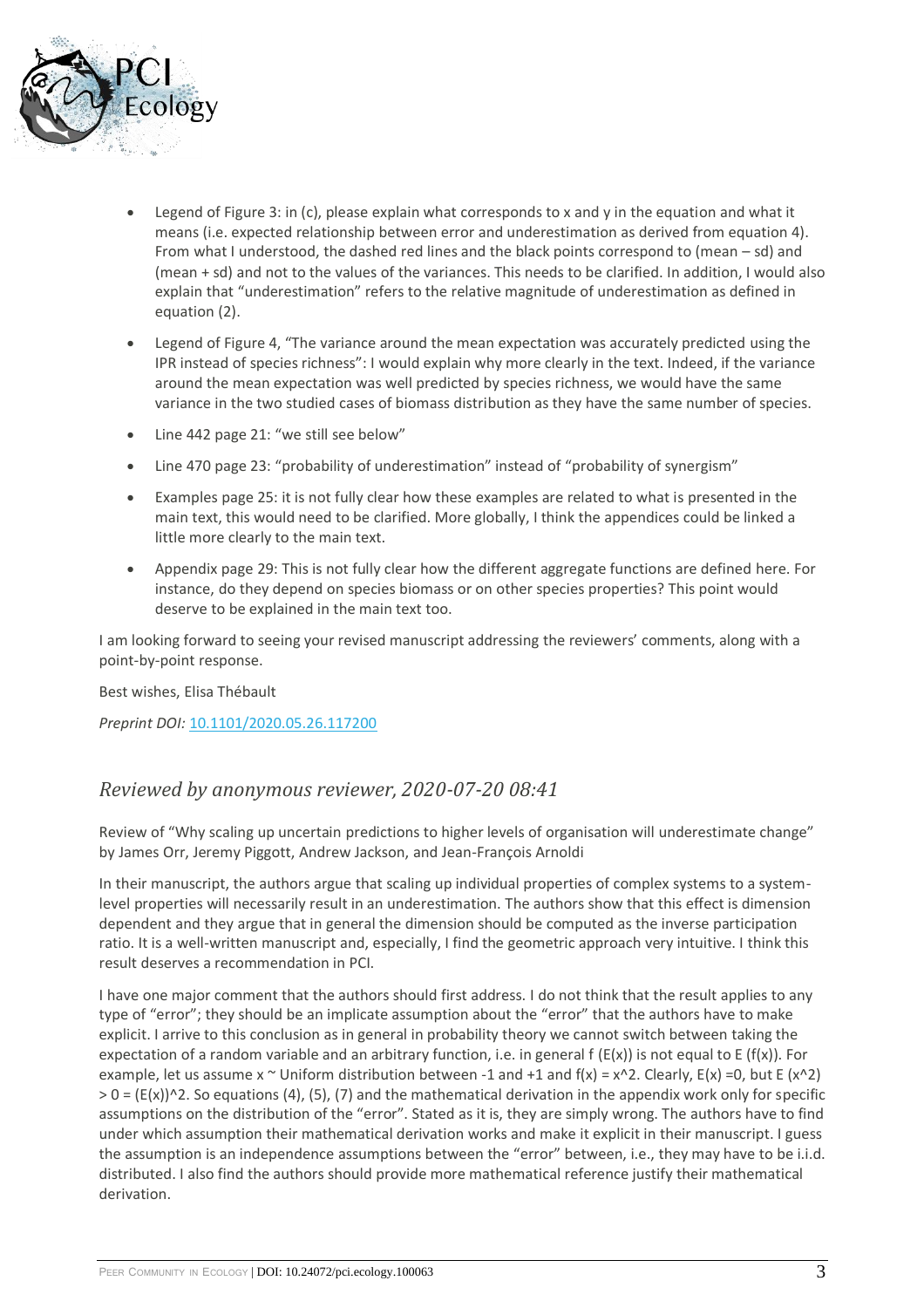- Legend of Figure 3: in (c), please explain what corresponds to x and y in the equation and what it means (i.e. expected relationship between error and underestimation as derived from equation 4). From what I understood, the dashed red lines and the black points correspond to (mean – sd) and (mean + sd) and not to the values of the variances. This needs to be clarified. In addition, I would also explain that "underestimation" refers to the relative magnitude of underestimation as defined in equation (2).
- Legend of Figure 4, "The variance around the mean expectation was accurately predicted using the IPR instead of species richness": I would explain why more clearly in the text. Indeed, if the variance around the mean expectation was well predicted by species richness, we would have the same variance in the two studied cases of biomass distribution as they have the same number of species.
- Line 442 page 21: "we still see below"
- Line 470 page 23: "probability of underestimation" instead of "probability of synergism"
- Examples page 25: it is not fully clear how these examples are related to what is presented in the main text, this would need to be clarified. More globally, I think the appendices could be linked a little more clearly to the main text.
- Appendix page 29: This is not fully clear how the different aggregate functions are defined here. For instance, do they depend on species biomass or on other species properties? This point would deserve to be explained in the main text too.

I am looking forward to seeing your revised manuscript addressing the reviewers' comments, along with a point-by-point response.

Best wishes, Elisa Thébault

*Preprint DOI:* 10.1101/2020.05.26.117200

## *Reviewed by anonymous reviewer, 2020-07-20 08:41*

Review of "Why scaling up uncertain predictions to higher levels of organisation will underestimate change" by James Orr, Jeremy Piggott, Andrew Jackson, and Jean-François Arnoldi

In their manuscript, the authors argue that scaling up individual properties of complex systems to a system-level properties will necessarily result in an underestimation. The authors show that this effect is dimension dependent and they argue that in general the dimension should be computed as the inverse participation ratio. It is a well-written manuscript and, especially, I find the geometric approach very intuitive. I think this result deserves a recommendation in PCI.

I have one major comment that the authors should first address. I do not think that the result applies to any type of "error"; they should be an implicate assumption about the "error" that the authors have to make explicit. I arrive to this conclusion as in general in probability theory we cannot switch between taking the expectation of a random variable and an arbitrary function, i.e. in general $f(E(x))$ is not equal to $E(f(x))$. For example, let us assume $x \sim$ Uniform distribution between -1 and +1 and $f(x) = x^2$. Clearly, $E(x) = 0$, but $E(x^2) > 0 = (E(x))^2$. So equations (4), (5), (7) and the mathematical derivation in the appendix work only for specific assumptions on the distribution of the "error". Stated as it is, they are simply wrong. The authors have to find under which assumption their mathematical derivation works and make it explicit in their manuscript. I guess the assumption is an independence assumptions between the "error" between, i.e., they may have to be i.i.d. distributed. I also find the authors should provide more mathematical reference justify their mathematical derivation.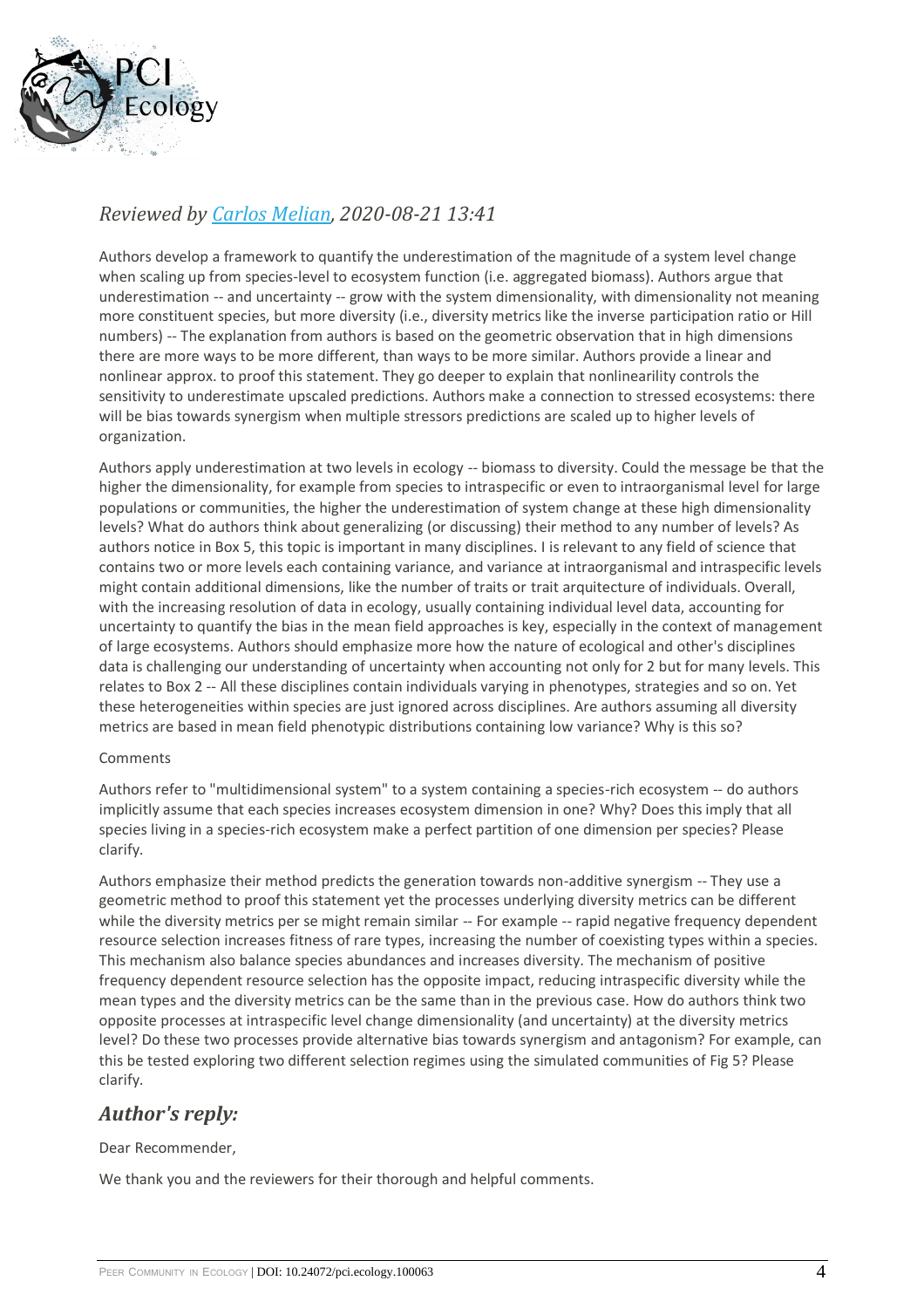*Reviewed by [Carlos Melian](), 2020-08-21 13:41*

Authors develop a framework to quantify the underestimation of the magnitude of a system level change when scaling up from species-level to ecosystem function (i.e. aggregated biomass). Authors argue that underestimation -- and uncertainty -- grow with the system dimensionality, with dimensionality not meaning more constituent species, but more diversity (i.e., diversity metrics like the inverse participation ratio or Hill numbers) -- The explanation from authors is based on the geometric observation that in high dimensions there are more ways to be more different, than ways to be more similar. Authors provide a linear and nonlinear approx. to proof this statement. They go deeper to explain that nonlinearility controls the sensitivity to underestimate upscaled predictions. Authors make a connection to stressed ecosystems: there will be bias towards synergism when multiple stressors predictions are scaled up to higher levels of organization.

Authors apply underestimation at two levels in ecology -- biomass to diversity. Could the message be that the higher the dimensionality, for example from species to intraspecific or even to intraorganismal level for large populations or communities, the higher the underestimation of system change at these high dimensionality levels? What do authors think about generalizing (or discussing) their method to any number of levels? As authors notice in Box 5, this topic is important in many disciplines. I is relevant to any field of science that contains two or more levels each containing variance, and variance at intraorganismal and intraspecific levels might contain additional dimensions, like the number of traits or trait arquitecture of individuals. Overall, with the increasing resolution of data in ecology, usually containing individual level data, accounting for uncertainty to quantify the bias in the mean field approaches is key, especially in the context of management of large ecosystems. Authors should emphasize more how the nature of ecological and other's disciplines data is challenging our understanding of uncertainty when accounting not only for 2 but for many levels. This relates to Box 2 -- All these disciplines contain individuals varying in phenotypes, strategies and so on. Yet these heterogeneities within species are just ignored across disciplines. Are authors assuming all diversity metrics are based in mean field phenotypic distributions containing low variance? Why is this so?

Comments

Authors refer to "multidimensional system" to a system containing a species-rich ecosystem -- do authors implicitly assume that each species increases ecosystem dimension in one? Why? Does this imply that all species living in a species-rich ecosystem make a perfect partition of one dimension per species? Please clarify.

Authors emphasize their method predicts the generation towards non-additive synergism -- They use a geometric method to proof this statement yet the processes underlying diversity metrics can be different while the diversity metrics per se might remain similar -- For example -- rapid negative frequency dependent resource selection increases fitness of rare types, increasing the number of coexisting types within a species. This mechanism also balance species abundances and increases diversity. The mechanism of positive frequency dependent resource selection has the opposite impact, reducing intraspecific diversity while the mean types and the diversity metrics can be the same than in the previous case. How do authors think two opposite processes at intraspecific level change dimensionality (and uncertainty) at the diversity metrics level? Do these two processes provide alternative bias towards synergism and antagonism? For example, can this be tested exploring two different selection regimes using the simulated communities of Fig 5? Please clarify.

## *Author's reply:*

Dear Recommender,

We thank you and the reviewers for their thorough and helpful comments.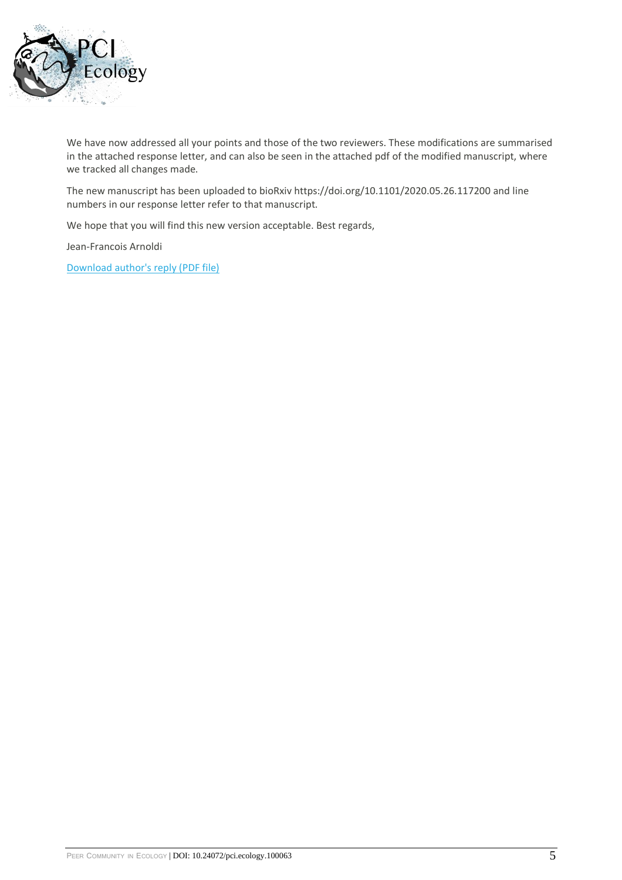We have now addressed all your points and those of the two reviewers. These modifications are summarised in the attached response letter, and can also be seen in the attached pdf of the modified manuscript, where we tracked all changes made.

The new manuscript has been uploaded to bioRxiv https://doi.org/10.1101/2020.05.26.117200 and line numbers in our response letter refer to that manuscript.

We hope that you will find this new version acceptable. Best regards,

Jean-Francois Arnoldi

Download author's reply (PDF file)